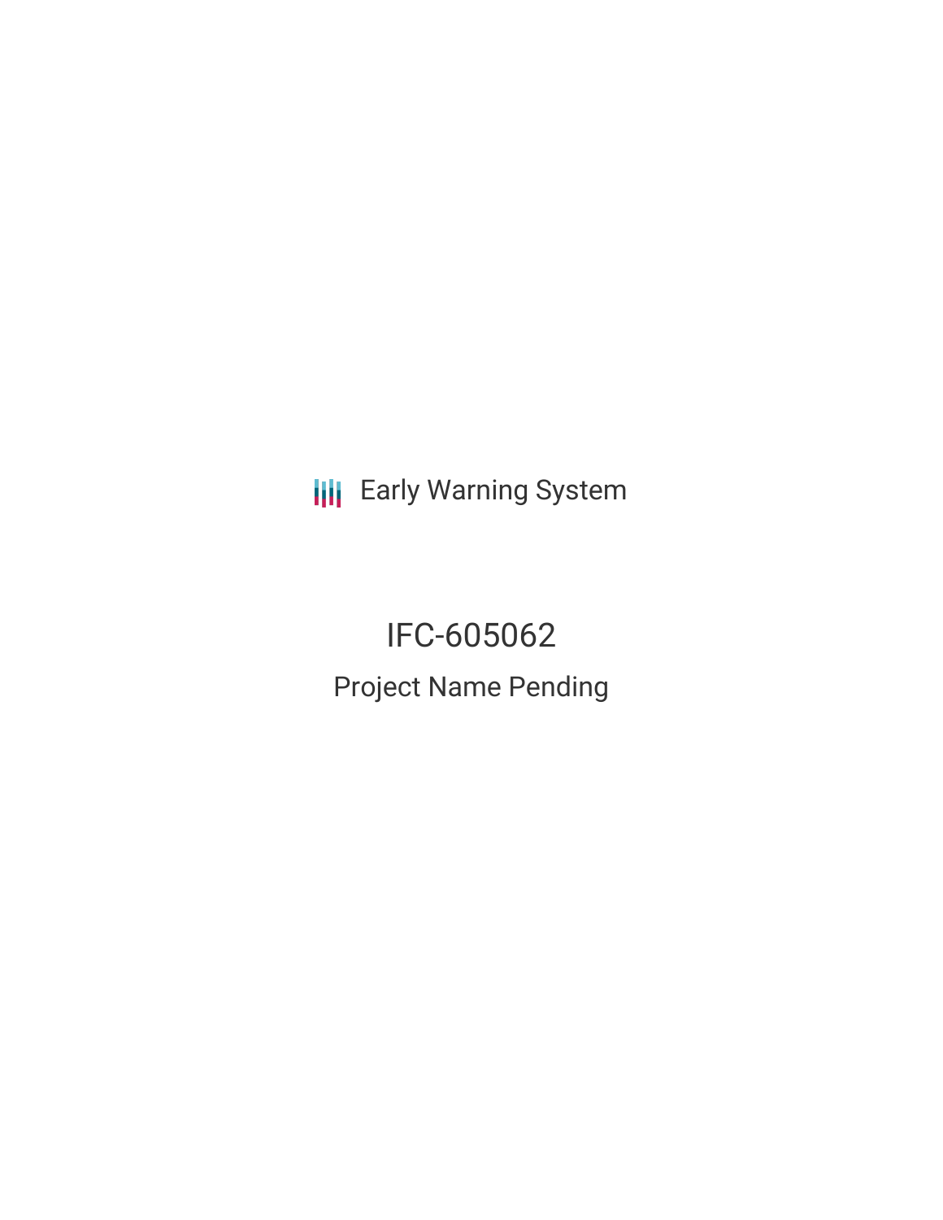Early Warning System

# IFC-605062

## Project Name Pending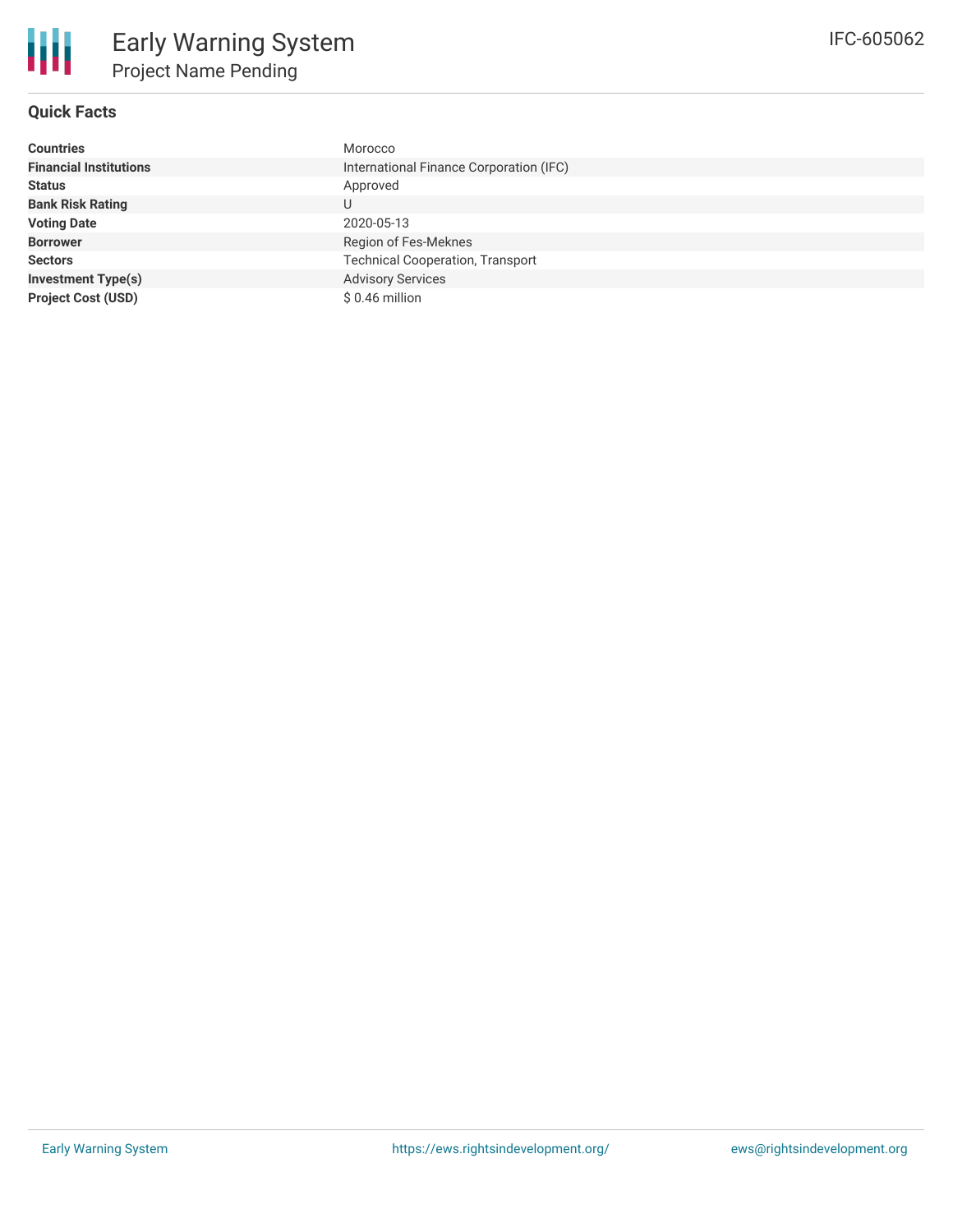# Early Warning System

## Project Name Pending

IFC-605062

### Quick Facts

| | |
|---|---|
| **Countries** | Morocco |
| **Financial Institutions** | International Finance Corporation (IFC) |
| **Status** | Approved |
| **Bank Risk Rating** | U |
| **Voting Date** | 2020-05-13 |
| **Borrower** | Region of Fes-Meknes |
| **Sectors** | Technical Cooperation, Transport |
| **Investment Type(s)** | Advisory Services |
| **Project Cost (USD)** | $ 0.46 million |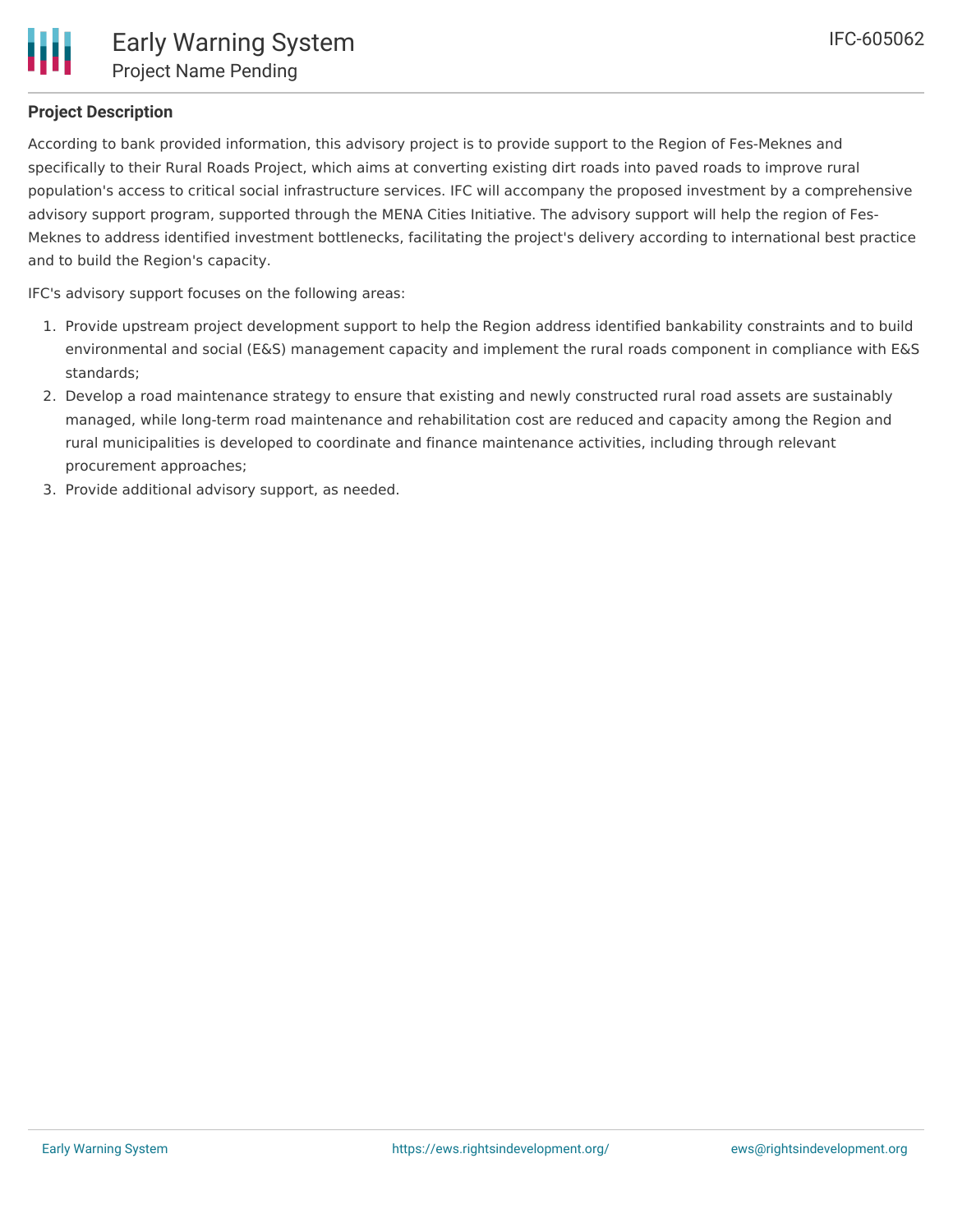**Project Description**

According to bank provided information, this advisory project is to provide support to the Region of Fes-Meknes and specifically to their Rural Roads Project, which aims at converting existing dirt roads into paved roads to improve rural population's access to critical social infrastructure services. IFC will accompany the proposed investment by a comprehensive advisory support program, supported through the MENA Cities Initiative. The advisory support will help the region of Fes-Meknes to address identified investment bottlenecks, facilitating the project's delivery according to international best practice and to build the Region's capacity.

IFC's advisory support focuses on the following areas:

1. Provide upstream project development support to help the Region address identified bankability constraints and to build environmental and social (E&S) management capacity and implement the rural roads component in compliance with E&S standards;
2. Develop a road maintenance strategy to ensure that existing and newly constructed rural road assets are sustainably managed, while long-term road maintenance and rehabilitation cost are reduced and capacity among the Region and rural municipalities is developed to coordinate and finance maintenance activities, including through relevant procurement approaches;
3. Provide additional advisory support, as needed.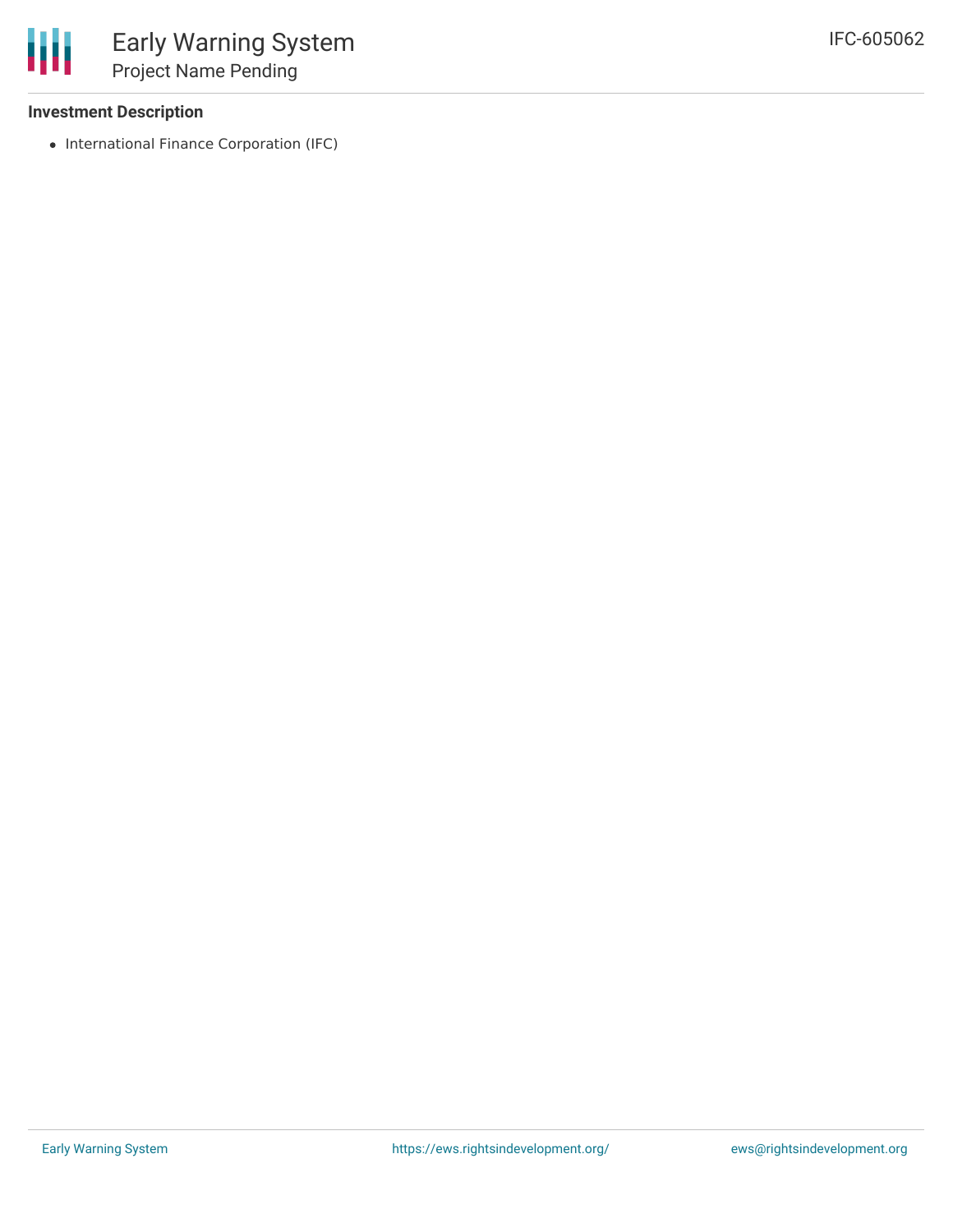**Investment Description**

- International Finance Corporation (IFC)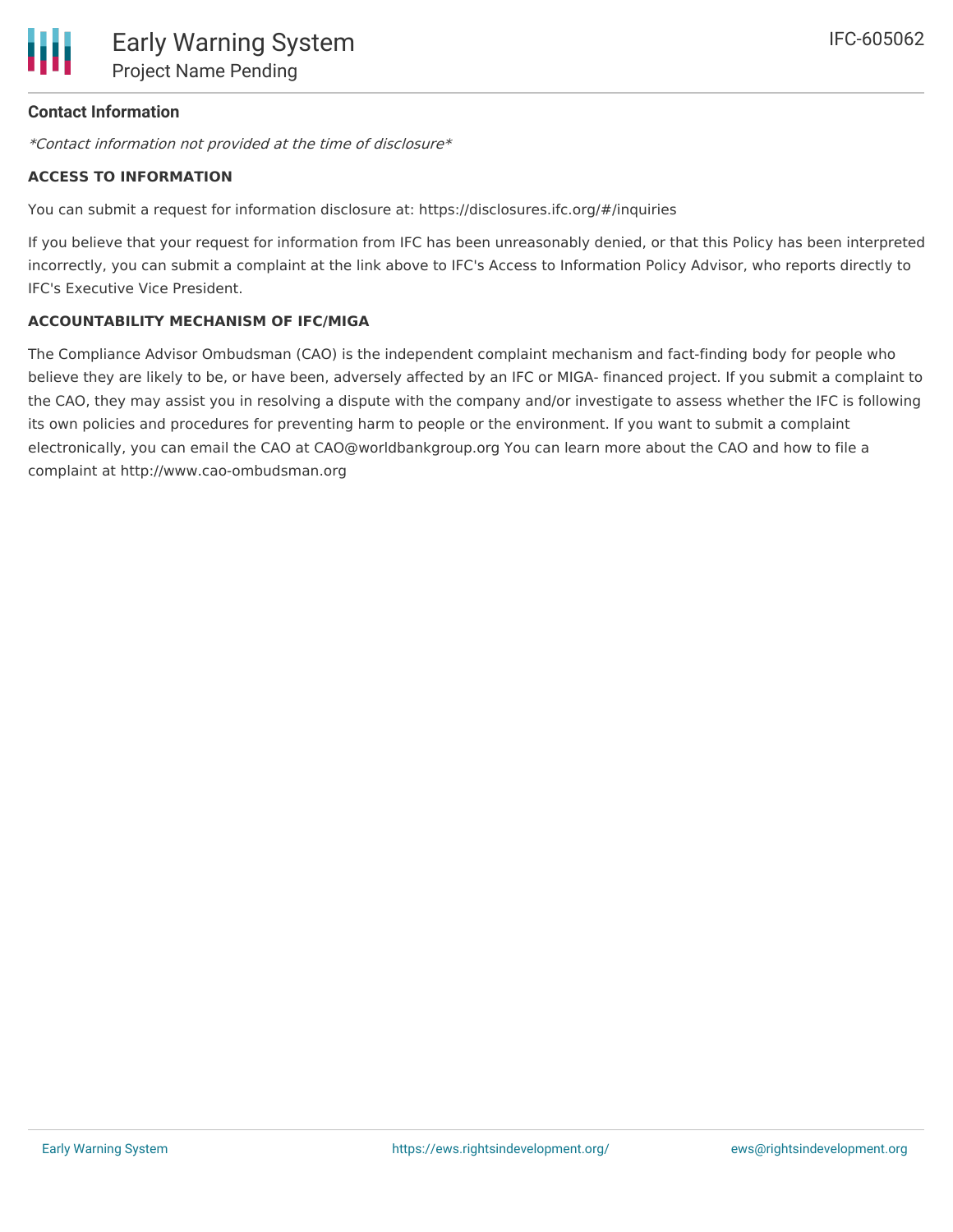## Contact Information

*Contact information not provided at the time of disclosure*

### ACCESS TO INFORMATION

You can submit a request for information disclosure at: https://disclosures.ifc.org/#/inquiries

If you believe that your request for information from IFC has been unreasonably denied, or that this Policy has been interpreted incorrectly, you can submit a complaint at the link above to IFC's Access to Information Policy Advisor, who reports directly to IFC's Executive Vice President.

### ACCOUNTABILITY MECHANISM OF IFC/MIGA

The Compliance Advisor Ombudsman (CAO) is the independent complaint mechanism and fact-finding body for people who believe they are likely to be, or have been, adversely affected by an IFC or MIGA- financed project. If you submit a complaint to the CAO, they may assist you in resolving a dispute with the company and/or investigate to assess whether the IFC is following its own policies and procedures for preventing harm to people or the environment. If you want to submit a complaint electronically, you can email the CAO at CAO@worldbankgroup.org You can learn more about the CAO and how to file a complaint at http://www.cao-ombudsman.org